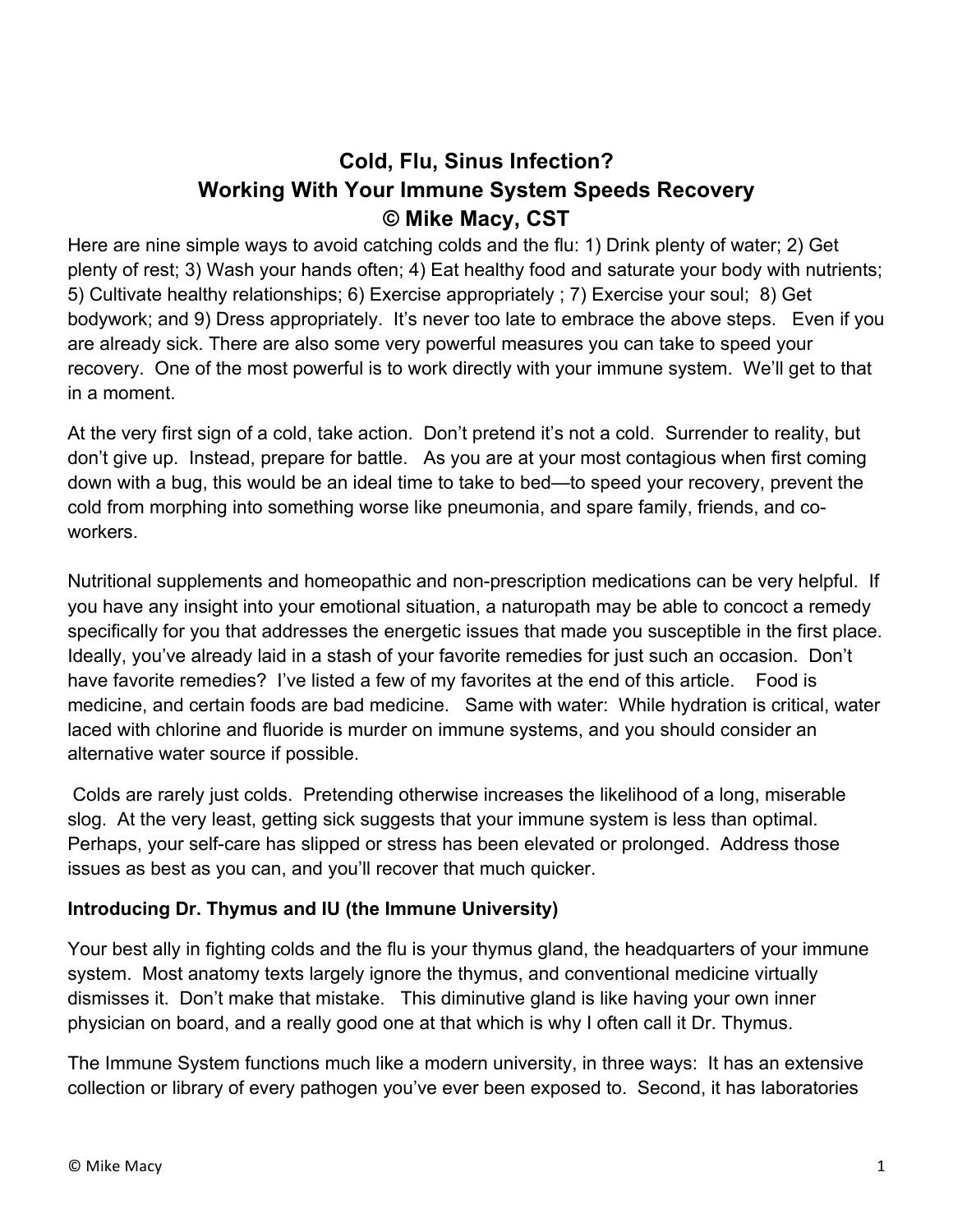# Cold, Flu, Sinus Infection?
# Working With Your Immune System Speeds Recovery
# © Mike Macy, CST

Here are nine simple ways to avoid catching colds and the flu: 1) Drink plenty of water; 2) Get plenty of rest; 3) Wash your hands often; 4) Eat healthy food and saturate your body with nutrients; 5) Cultivate healthy relationships; 6) Exercise appropriately ; 7) Exercise your soul; 8) Get bodywork; and 9) Dress appropriately. It's never too late to embrace the above steps. Even if you are already sick. There are also some very powerful measures you can take to speed your recovery. One of the most powerful is to work directly with your immune system. We'll get to that in a moment.

At the very first sign of a cold, take action. Don't pretend it's not a cold. Surrender to reality, but don't give up. Instead, prepare for battle. As you are at your most contagious when first coming down with a bug, this would be an ideal time to take to bed—to speed your recovery, prevent the cold from morphing into something worse like pneumonia, and spare family, friends, and co-workers.

Nutritional supplements and homeopathic and non-prescription medications can be very helpful. If you have any insight into your emotional situation, a naturopath may be able to concoct a remedy specifically for you that addresses the energetic issues that made you susceptible in the first place. Ideally, you've already laid in a stash of your favorite remedies for just such an occasion. Don't have favorite remedies? I've listed a few of my favorites at the end of this article. Food is medicine, and certain foods are bad medicine. Same with water: While hydration is critical, water laced with chlorine and fluoride is murder on immune systems, and you should consider an alternative water source if possible.

Colds are rarely just colds. Pretending otherwise increases the likelihood of a long, miserable slog. At the very least, getting sick suggests that your immune system is less than optimal. Perhaps, your self-care has slipped or stress has been elevated or prolonged. Address those issues as best as you can, and you'll recover that much quicker.

**Introducing Dr. Thymus and IU (the Immune University)**

Your best ally in fighting colds and the flu is your thymus gland, the headquarters of your immune system. Most anatomy texts largely ignore the thymus, and conventional medicine virtually dismisses it. Don't make that mistake. This diminutive gland is like having your own inner physician on board, and a really good one at that which is why I often call it Dr. Thymus.

The Immune System functions much like a modern university, in three ways: It has an extensive collection or library of every pathogen you've ever been exposed to. Second, it has laboratories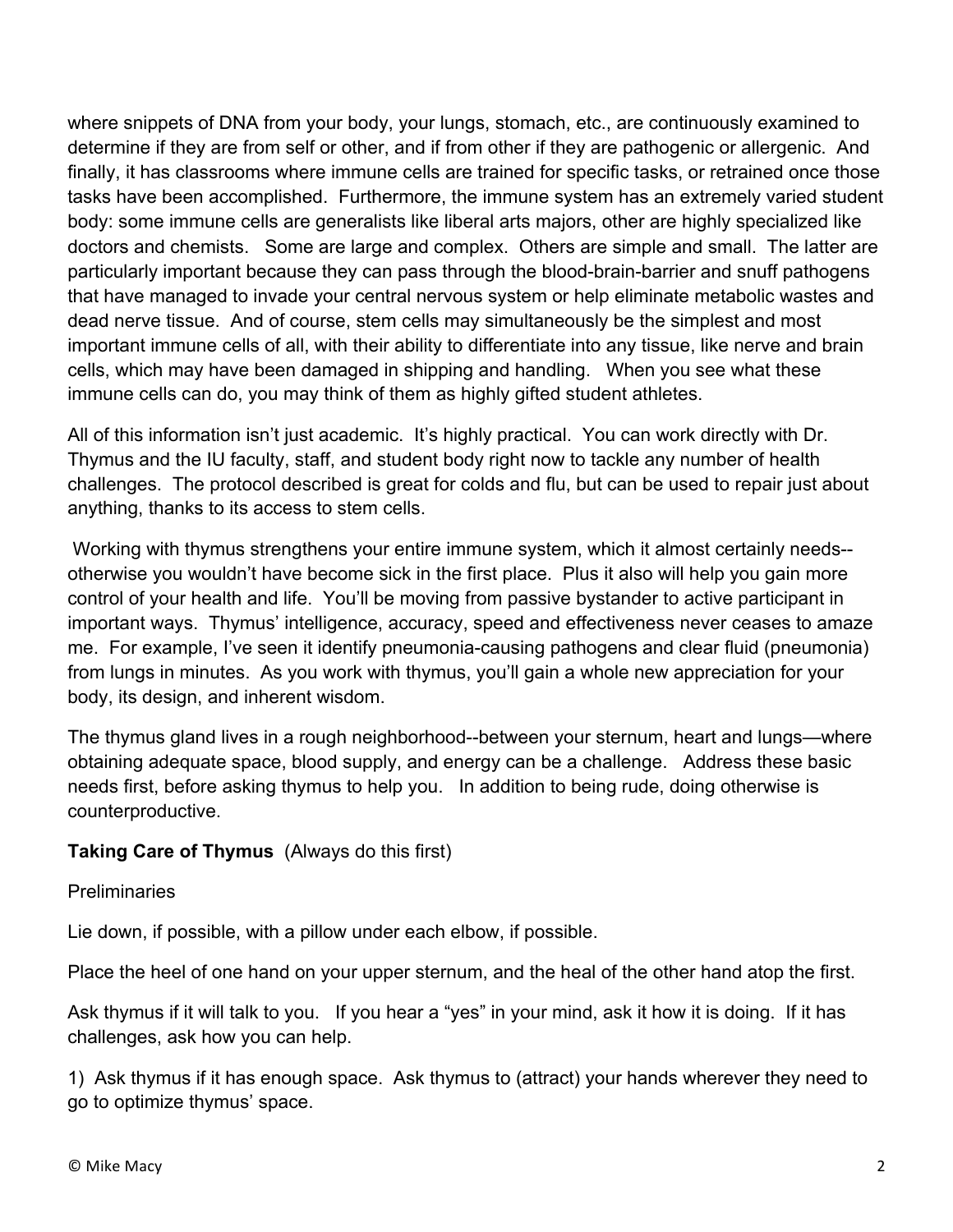where snippets of DNA from your body, your lungs, stomach, etc., are continuously examined to determine if they are from self or other, and if from other if they are pathogenic or allergenic. And finally, it has classrooms where immune cells are trained for specific tasks, or retrained once those tasks have been accomplished. Furthermore, the immune system has an extremely varied student body: some immune cells are generalists like liberal arts majors, other are highly specialized like doctors and chemists. Some are large and complex. Others are simple and small. The latter are particularly important because they can pass through the blood-brain-barrier and snuff pathogens that have managed to invade your central nervous system or help eliminate metabolic wastes and dead nerve tissue. And of course, stem cells may simultaneously be the simplest and most important immune cells of all, with their ability to differentiate into any tissue, like nerve and brain cells, which may have been damaged in shipping and handling. When you see what these immune cells can do, you may think of them as highly gifted student athletes.

All of this information isn't just academic. It's highly practical. You can work directly with Dr. Thymus and the IU faculty, staff, and student body right now to tackle any number of health challenges. The protocol described is great for colds and flu, but can be used to repair just about anything, thanks to its access to stem cells.

Working with thymus strengthens your entire immune system, which it almost certainly needs--otherwise you wouldn't have become sick in the first place. Plus it also will help you gain more control of your health and life. You'll be moving from passive bystander to active participant in important ways. Thymus' intelligence, accuracy, speed and effectiveness never ceases to amaze me. For example, I've seen it identify pneumonia-causing pathogens and clear fluid (pneumonia) from lungs in minutes. As you work with thymus, you'll gain a whole new appreciation for your body, its design, and inherent wisdom.

The thymus gland lives in a rough neighborhood--between your sternum, heart and lungs—where obtaining adequate space, blood supply, and energy can be a challenge. Address these basic needs first, before asking thymus to help you. In addition to being rude, doing otherwise is counterproductive.

**Taking Care of Thymus** (Always do this first)

Preliminaries

Lie down, if possible, with a pillow under each elbow, if possible.

Place the heel of one hand on your upper sternum, and the heal of the other hand atop the first.

Ask thymus if it will talk to you. If you hear a "yes" in your mind, ask it how it is doing. If it has challenges, ask how you can help.

1) Ask thymus if it has enough space. Ask thymus to (attract) your hands wherever they need to go to optimize thymus' space.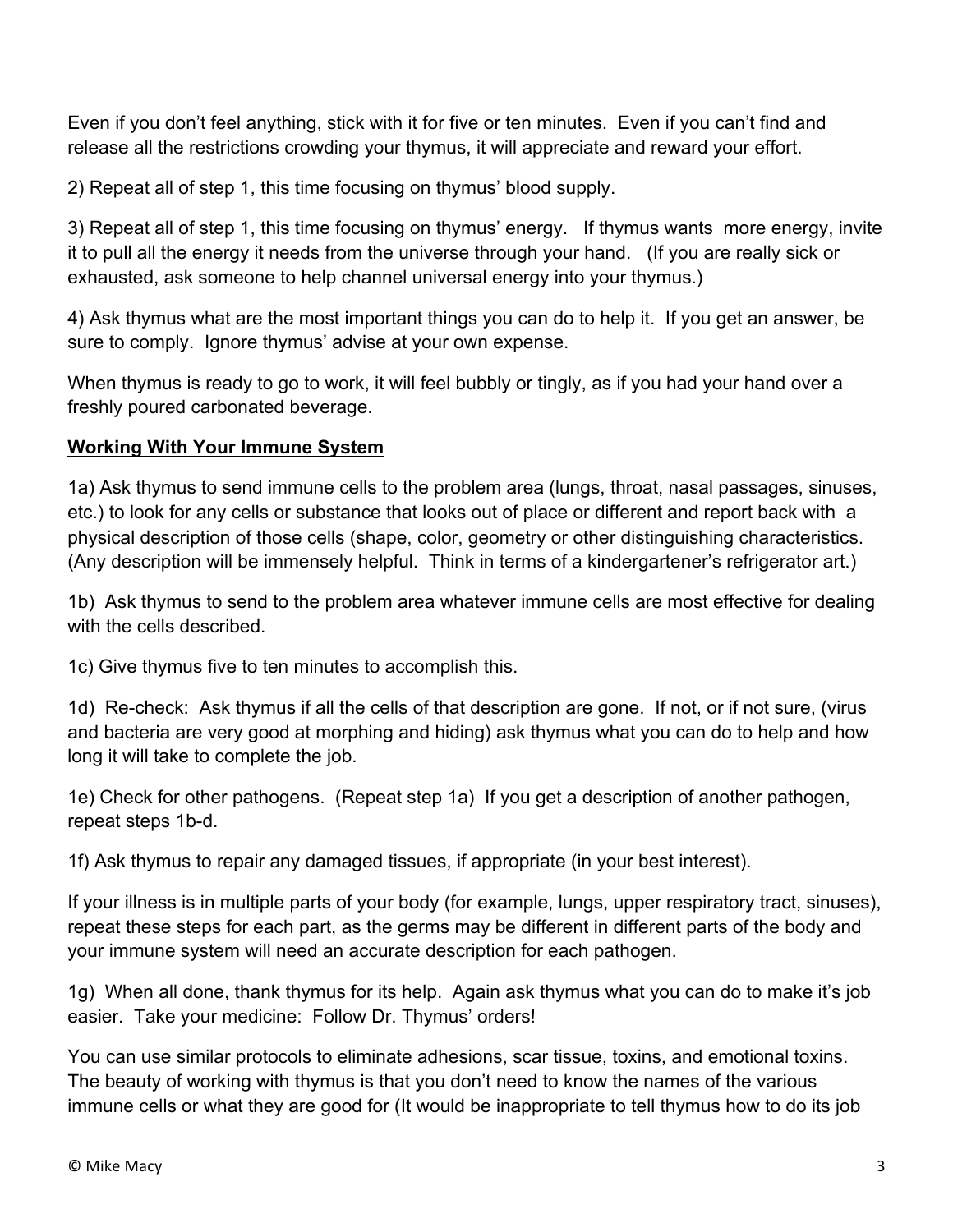Even if you don't feel anything, stick with it for five or ten minutes. Even if you can't find and release all the restrictions crowding your thymus, it will appreciate and reward your effort.

2) Repeat all of step 1, this time focusing on thymus' blood supply.

3) Repeat all of step 1, this time focusing on thymus' energy. If thymus wants more energy, invite it to pull all the energy it needs from the universe through your hand. (If you are really sick or exhausted, ask someone to help channel universal energy into your thymus.)

4) Ask thymus what are the most important things you can do to help it. If you get an answer, be sure to comply. Ignore thymus' advise at your own expense.

When thymus is ready to go to work, it will feel bubbly or tingly, as if you had your hand over a freshly poured carbonated beverage.

**Working With Your Immune System**

1a) Ask thymus to send immune cells to the problem area (lungs, throat, nasal passages, sinuses, etc.) to look for any cells or substance that looks out of place or different and report back with a physical description of those cells (shape, color, geometry or other distinguishing characteristics. (Any description will be immensely helpful. Think in terms of a kindergartener's refrigerator art.)

1b) Ask thymus to send to the problem area whatever immune cells are most effective for dealing with the cells described.

1c) Give thymus five to ten minutes to accomplish this.

1d) Re-check: Ask thymus if all the cells of that description are gone. If not, or if not sure, (virus and bacteria are very good at morphing and hiding) ask thymus what you can do to help and how long it will take to complete the job.

1e) Check for other pathogens. (Repeat step 1a) If you get a description of another pathogen, repeat steps 1b-d.

1f) Ask thymus to repair any damaged tissues, if appropriate (in your best interest).

If your illness is in multiple parts of your body (for example, lungs, upper respiratory tract, sinuses), repeat these steps for each part, as the germs may be different in different parts of the body and your immune system will need an accurate description for each pathogen.

1g) When all done, thank thymus for its help. Again ask thymus what you can do to make it's job easier. Take your medicine: Follow Dr. Thymus' orders!

You can use similar protocols to eliminate adhesions, scar tissue, toxins, and emotional toxins. The beauty of working with thymus is that you don't need to know the names of the various immune cells or what they are good for (It would be inappropriate to tell thymus how to do its job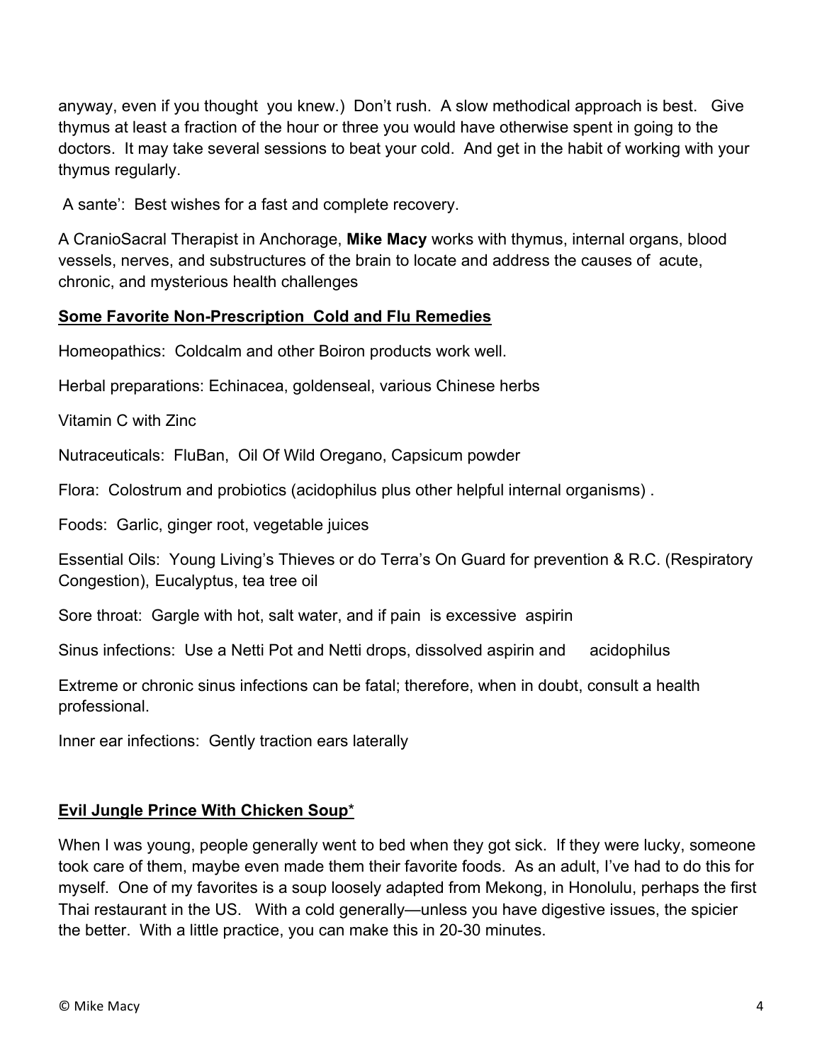anyway, even if you thought you knew.) Don't rush. A slow methodical approach is best. Give thymus at least a fraction of the hour or three you would have otherwise spent in going to the doctors. It may take several sessions to beat your cold. And get in the habit of working with your thymus regularly.

A sante': Best wishes for a fast and complete recovery.

A CranioSacral Therapist in Anchorage, **Mike Macy** works with thymus, internal organs, blood vessels, nerves, and substructures of the brain to locate and address the causes of acute, chronic, and mysterious health challenges

**Some Favorite Non-Prescription Cold and Flu Remedies**

Homeopathics: Coldcalm and other Boiron products work well.

Herbal preparations: Echinacea, goldenseal, various Chinese herbs

Vitamin C with Zinc

Nutraceuticals: FluBan, Oil Of Wild Oregano, Capsicum powder

Flora: Colostrum and probiotics (acidophilus plus other helpful internal organisms) .

Foods: Garlic, ginger root, vegetable juices

Essential Oils: Young Living's Thieves or do Terra's On Guard for prevention & R.C. (Respiratory Congestion), Eucalyptus, tea tree oil

Sore throat: Gargle with hot, salt water, and if pain is excessive aspirin

Sinus infections: Use a Netti Pot and Netti drops, dissolved aspirin and acidophilus

Extreme or chronic sinus infections can be fatal; therefore, when in doubt, consult a health professional.

Inner ear infections: Gently traction ears laterally

**Evil Jungle Prince With Chicken Soup***

When I was young, people generally went to bed when they got sick. If they were lucky, someone took care of them, maybe even made them their favorite foods. As an adult, I've had to do this for myself. One of my favorites is a soup loosely adapted from Mekong, in Honolulu, perhaps the first Thai restaurant in the US. With a cold generally—unless you have digestive issues, the spicier the better. With a little practice, you can make this in 20-30 minutes.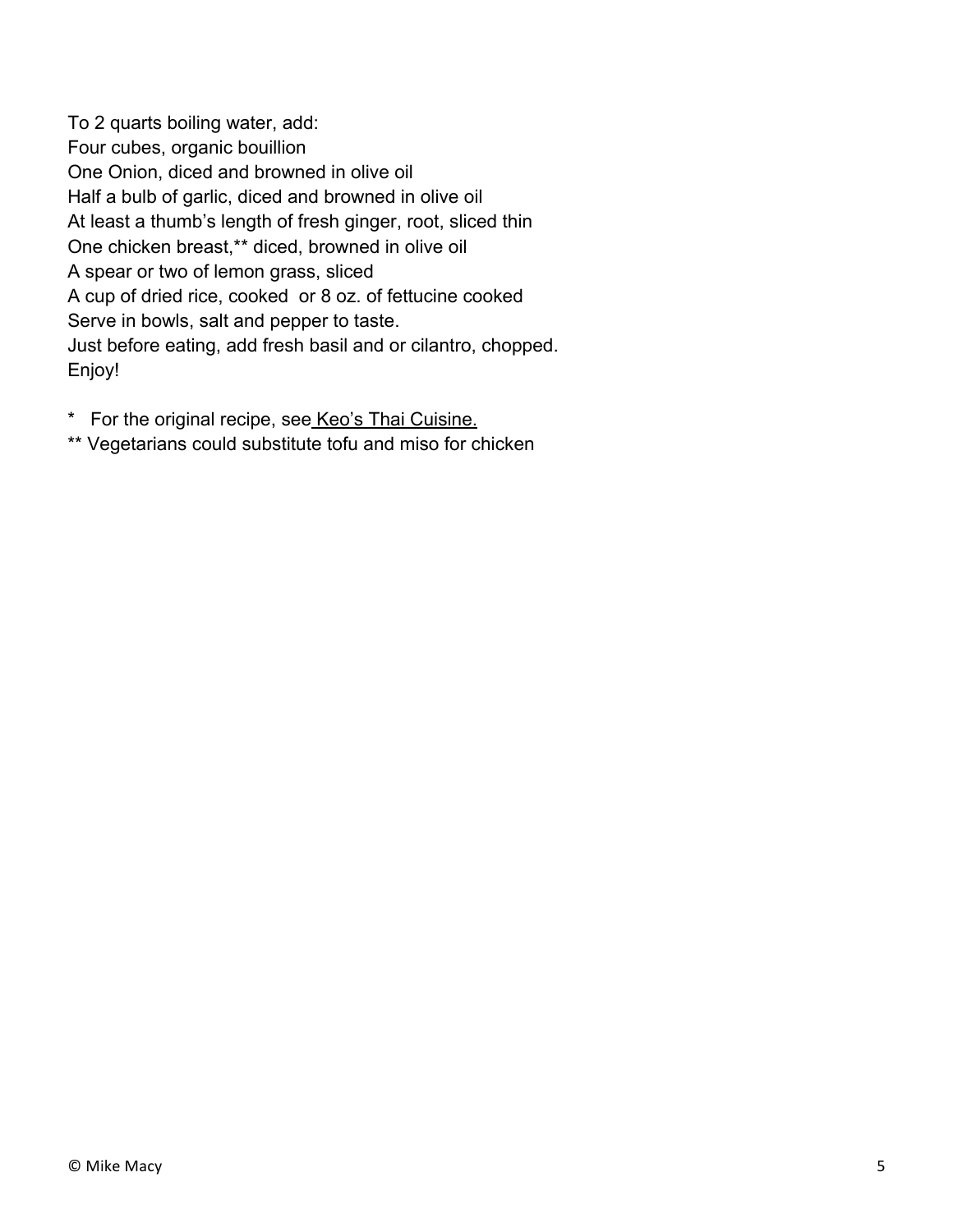To 2 quarts boiling water, add:
Four cubes, organic bouillion
One Onion, diced and browned in olive oil
Half a bulb of garlic, diced and browned in olive oil
At least a thumb’s length of fresh ginger, root, sliced thin
One chicken breast,** diced, browned in olive oil
A spear or two of lemon grass, sliced
A cup of dried rice, cooked or 8 oz. of fettucine cooked
Serve in bowls, salt and pepper to taste.
Just before eating, add fresh basil and or cilantro, chopped.
Enjoy!

* For the original recipe, see Keo’s Thai Cuisine.
** Vegetarians could substitute tofu and miso for chicken

© Mike Macy